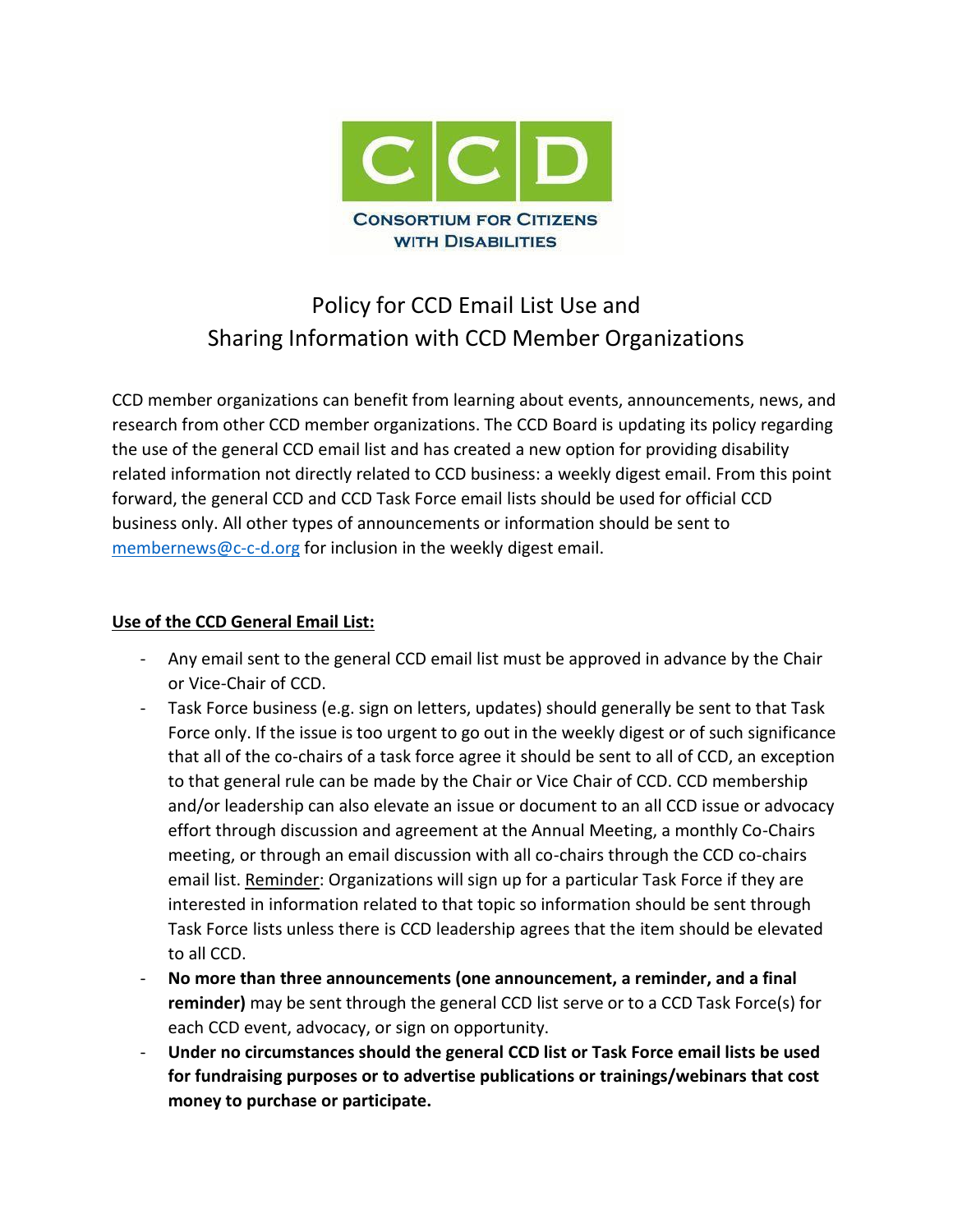**CCD**

**CONSORTIUM FOR CITIZENS WITH DISABILITIES**

# Policy for CCD Email List Use and Sharing Information with CCD Member Organizations

CCD member organizations can benefit from learning about events, announcements, news, and research from other CCD member organizations. The CCD Board is updating its policy regarding the use of the general CCD email list and has created a new option for providing disability related information not directly related to CCD business: a weekly digest email. From this point forward, the general CCD and CCD Task Force email lists should be used for official CCD business only. All other types of announcements or information should be sent to membernews@c-c-d.org for inclusion in the weekly digest email.

## Use of the CCD General Email List:

- Any email sent to the general CCD email list must be approved in advance by the Chair or Vice-Chair of CCD.
- Task Force business (e.g. sign on letters, updates) should generally be sent to that Task Force only. If the issue is too urgent to go out in the weekly digest or of such significance that all of the co-chairs of a task force agree it should be sent to all of CCD, an exception to that general rule can be made by the Chair or Vice Chair of CCD. CCD membership and/or leadership can also elevate an issue or document to an all CCD issue or advocacy effort through discussion and agreement at the Annual Meeting, a monthly Co-Chairs meeting, or through an email discussion with all co-chairs through the CCD co-chairs email list. Reminder: Organizations will sign up for a particular Task Force if they are interested in information related to that topic so information should be sent through Task Force lists unless there is CCD leadership agrees that the item should be elevated to all CCD.
- **No more than three announcements (one announcement, a reminder, and a final reminder)** may be sent through the general CCD list serve or to a CCD Task Force(s) for each CCD event, advocacy, or sign on opportunity.
- **Under no circumstances should the general CCD list or Task Force email lists be used for fundraising purposes or to advertise publications or trainings/webinars that cost money to purchase or participate.**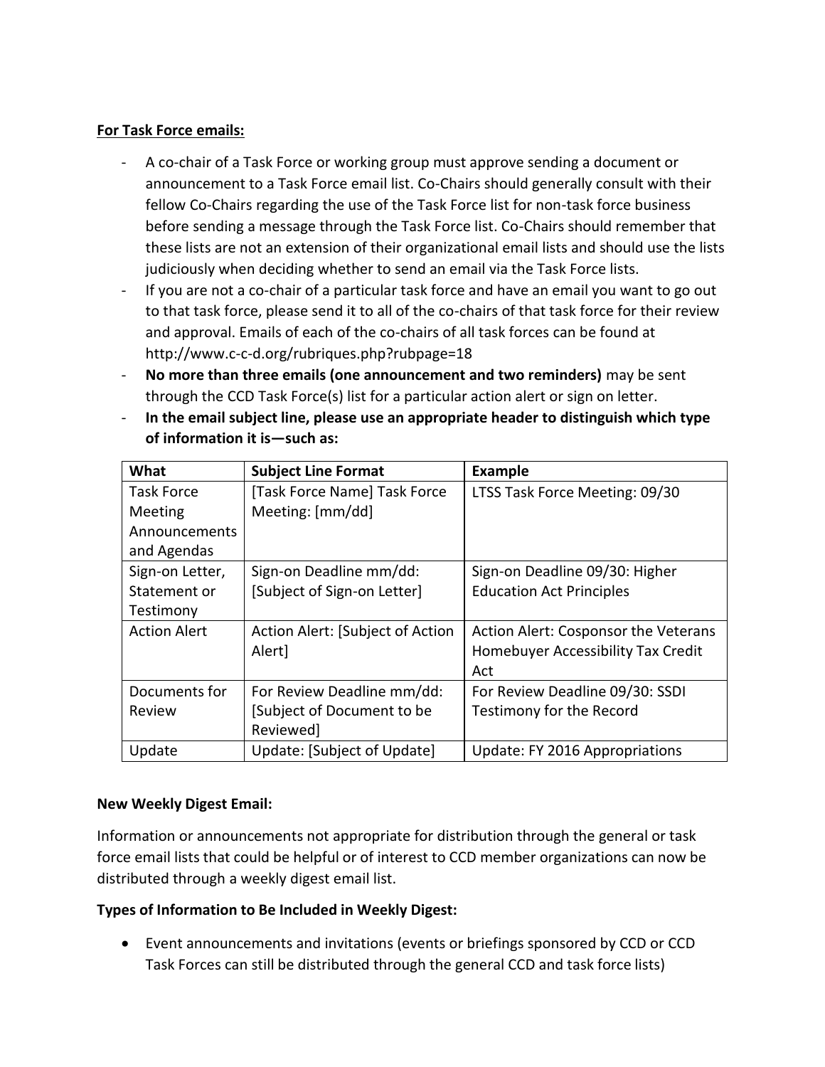**For Task Force emails:**

- A co-chair of a Task Force or working group must approve sending a document or announcement to a Task Force email list. Co-Chairs should generally consult with their fellow Co-Chairs regarding the use of the Task Force list for non-task force business before sending a message through the Task Force list. Co-Chairs should remember that these lists are not an extension of their organizational email lists and should use the lists judiciously when deciding whether to send an email via the Task Force lists.
- If you are not a co-chair of a particular task force and have an email you want to go out to that task force, please send it to all of the co-chairs of that task force for their review and approval. Emails of each of the co-chairs of all task forces can be found at http://www.c-c-d.org/rubriques.php?rubpage=18
- **No more than three emails (one announcement and two reminders)** may be sent through the CCD Task Force(s) list for a particular action alert or sign on letter.
- **In the email subject line, please use an appropriate header to distinguish which type of information it is—such as:**

| What | Subject Line Format | Example |
|---|---|---|
| Task Force Meeting Announcements and Agendas | [Task Force Name] Task Force Meeting: [mm/dd] | LTSS Task Force Meeting: 09/30 |
| Sign-on Letter, Statement or Testimony | Sign-on Deadline mm/dd: [Subject of Sign-on Letter] | Sign-on Deadline 09/30: Higher Education Act Principles |
| Action Alert | Action Alert: [Subject of Action Alert] | Action Alert: Cosponsor the Veterans Homebuyer Accessibility Tax Credit Act |
| Documents for Review | For Review Deadline mm/dd: [Subject of Document to be Reviewed] | For Review Deadline 09/30: SSDI Testimony for the Record |
| Update | Update: [Subject of Update] | Update: FY 2016 Appropriations |

**New Weekly Digest Email:**

Information or announcements not appropriate for distribution through the general or task force email lists that could be helpful or of interest to CCD member organizations can now be distributed through a weekly digest email list.

**Types of Information to Be Included in Weekly Digest:**

- Event announcements and invitations (events or briefings sponsored by CCD or CCD Task Forces can still be distributed through the general CCD and task force lists)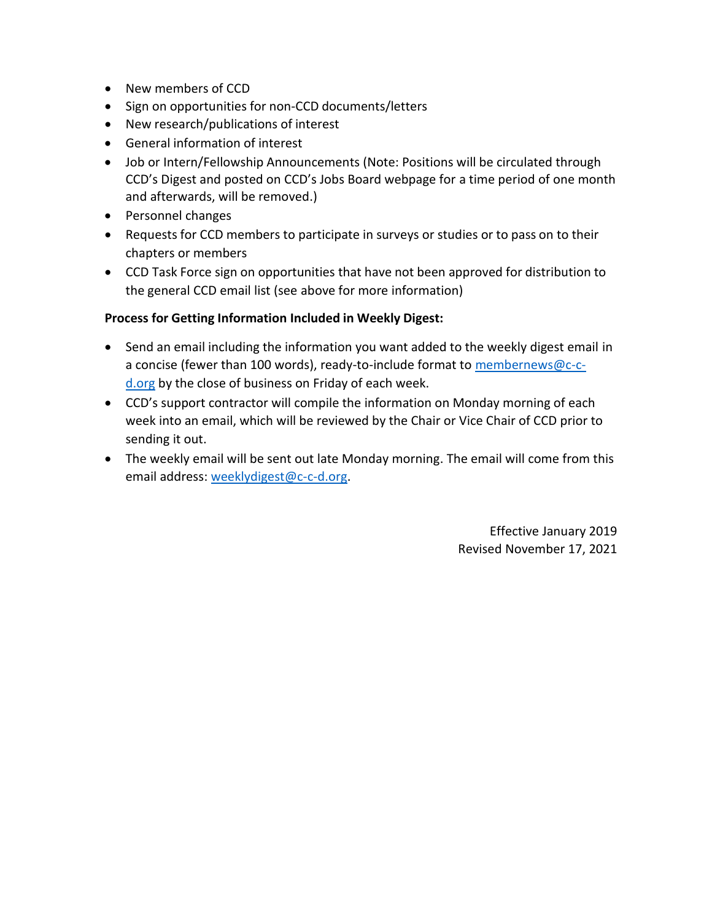- New members of CCD
- Sign on opportunities for non-CCD documents/letters
- New research/publications of interest
- General information of interest
- Job or Intern/Fellowship Announcements (Note: Positions will be circulated through CCD's Digest and posted on CCD's Jobs Board webpage for a time period of one month and afterwards, will be removed.)
- Personnel changes
- Requests for CCD members to participate in surveys or studies or to pass on to their chapters or members
- CCD Task Force sign on opportunities that have not been approved for distribution to the general CCD email list (see above for more information)

**Process for Getting Information Included in Weekly Digest:**

- Send an email including the information you want added to the weekly digest email in a concise (fewer than 100 words), ready-to-include format to membernews@c-c-d.org by the close of business on Friday of each week.
- CCD's support contractor will compile the information on Monday morning of each week into an email, which will be reviewed by the Chair or Vice Chair of CCD prior to sending it out.
- The weekly email will be sent out late Monday morning. The email will come from this email address: weeklydigest@c-c-d.org.

Effective January 2019
Revised November 17, 2021